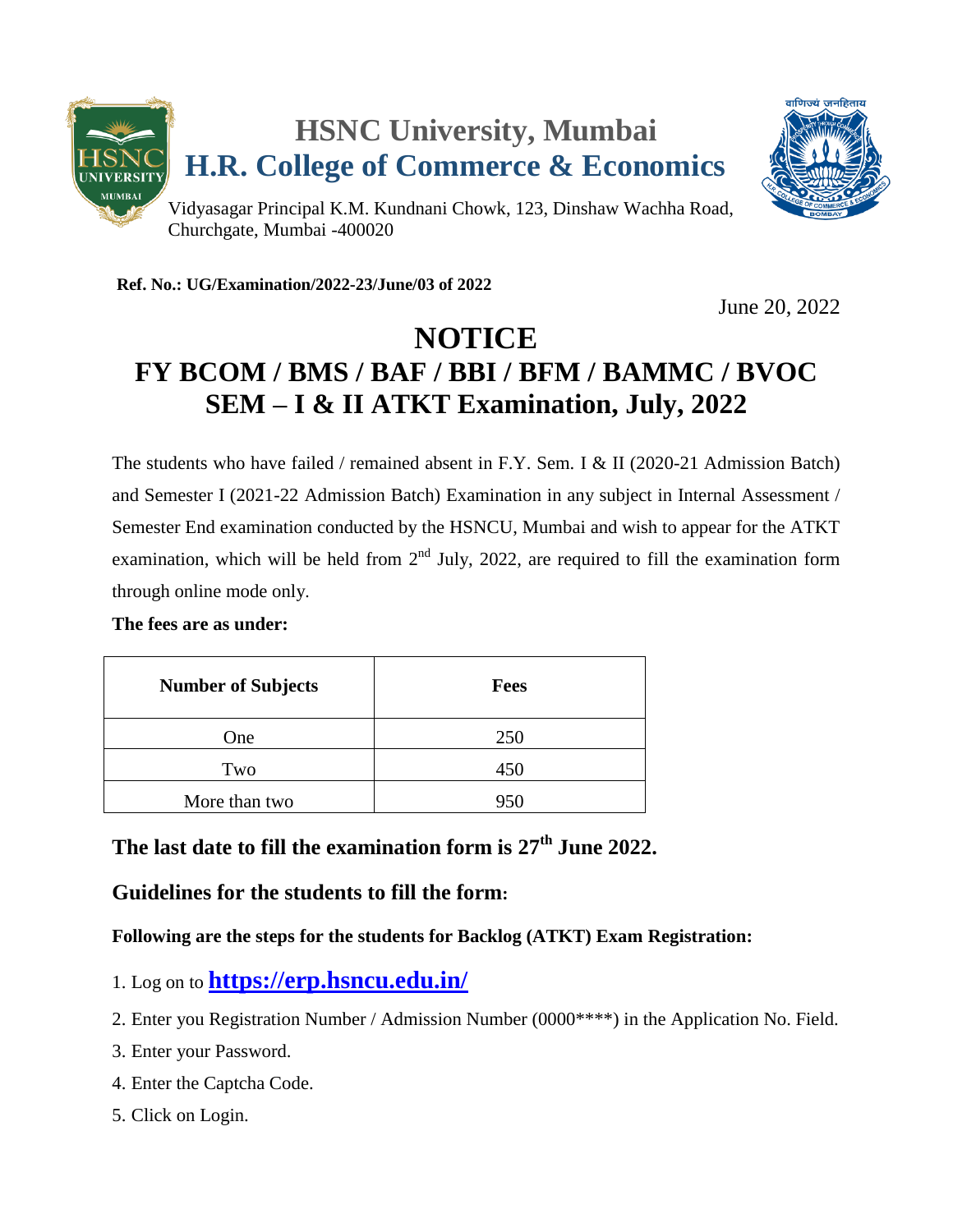# HSNC University, Mumbai
# H.R. College of Commerce & Economics

Vidyasagar Principal K.M. Kundnani Chowk, 123, Dinshaw Wachha Road, Churchgate, Mumbai -400020

**Ref. No.: UG/Examination/2022-23/June/03 of 2022**

June 20, 2022

# NOTICE
## FY BCOM / BMS / BAF / BBI / BFM / BAMMC / BVOC SEM – I & II ATKT Examination, July, 2022

The students who have failed / remained absent in F.Y. Sem. I & II (2020-21 Admission Batch) and Semester I (2021-22 Admission Batch) Examination in any subject in Internal Assessment / Semester End examination conducted by the HSNCU, Mumbai and wish to appear for the ATKT examination, which will be held from 2nd July, 2022, are required to fill the examination form through online mode only.

**The fees are as under:**

| Number of Subjects | Fees |
|---|---|
| One | 250 |
| Two | 450 |
| More than two | 950 |

### The last date to fill the examination form is 27th June 2022.

### Guidelines for the students to fill the form:

**Following are the steps for the students for Backlog (ATKT) Exam Registration:**

1. Log on to **https://erp.hsncu.edu.in/**
2. Enter you Registration Number / Admission Number (0000****) in the Application No. Field.
3. Enter your Password.
4. Enter the Captcha Code.
5. Click on Login.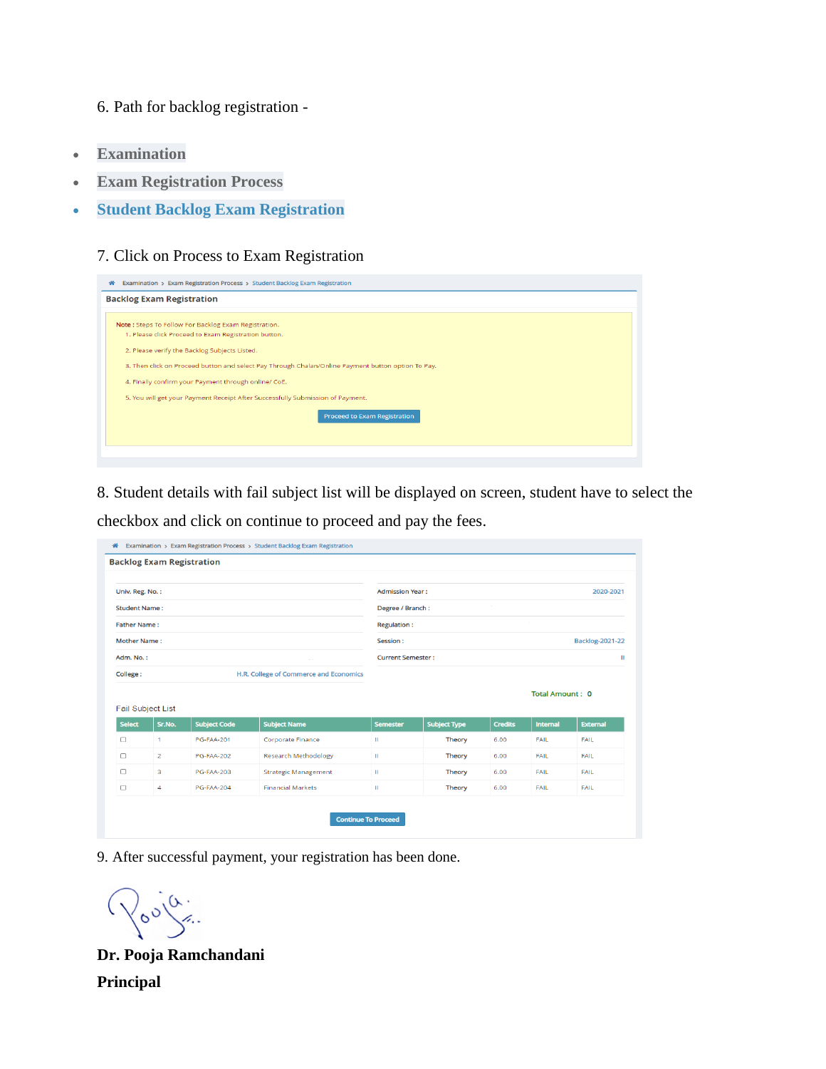6. Path for backlog registration -

- Examination
- Exam Registration Process
- Student Backlog Exam Registration

7. Click on Process to Exam Registration

Examination > Exam Registration Process > Student Backlog Exam Registration

**Backlog Exam Registration**

Note : Steps To Follow For Backlog Exam Registration.

1. Please click Proceed to Exam Registration button.
2. Please verify the Backlog Subjects Listed.
3. Then click on Proceed button and select Pay Through Chalan/Online Payment button option To Pay.
4. Finally confirm your Payment through online/ CoE.
5. You will get your Payment Receipt After Successfully Submission of Payment.

Proceed to Exam Registration

8. Student details with fail subject list will be displayed on screen, student have to select the checkbox and click on continue to proceed and pay the fees.

Examination > Exam Registration Process > Student Backlog Exam Registration

**Backlog Exam Registration**

| | | | |
|---|---|---|---|
| Univ. Reg. No. : | | Admission Year : | 2020-2021 |
| Student Name : | | Degree / Branch : | |
| Father Name : | | Regulation : | |
| Mother Name : | | Session : | Backlog-2021-22 |
| Adm. No. : | | Current Semester : | II |
| College : | H.R. College of Commerce and Economics | | |

Total Amount : 0

Fail Subject List

| Select | Sr.No. | Subject Code | Subject Name | Semester | Subject Type | Credits | Internal | External |
|---|---|---|---|---|---|---|---|---|
| ☐ | 1 | PG-FAA-201 | Corporate Finance | II | Theory | 6.00 | FAIL | FAIL |
| ☐ | 2 | PG-FAA-202 | Research Methodology | II | Theory | 6.00 | FAIL | FAIL |
| ☐ | 3 | PG-FAA-203 | Strategic Management | II | Theory | 6.00 | FAIL | FAIL |
| ☐ | 4 | PG-FAA-204 | Financial Markets | II | Theory | 6.00 | FAIL | FAIL |

Continue To Proceed

9. After successful payment, your registration has been done.

**Dr. Pooja Ramchandani**

**Principal**